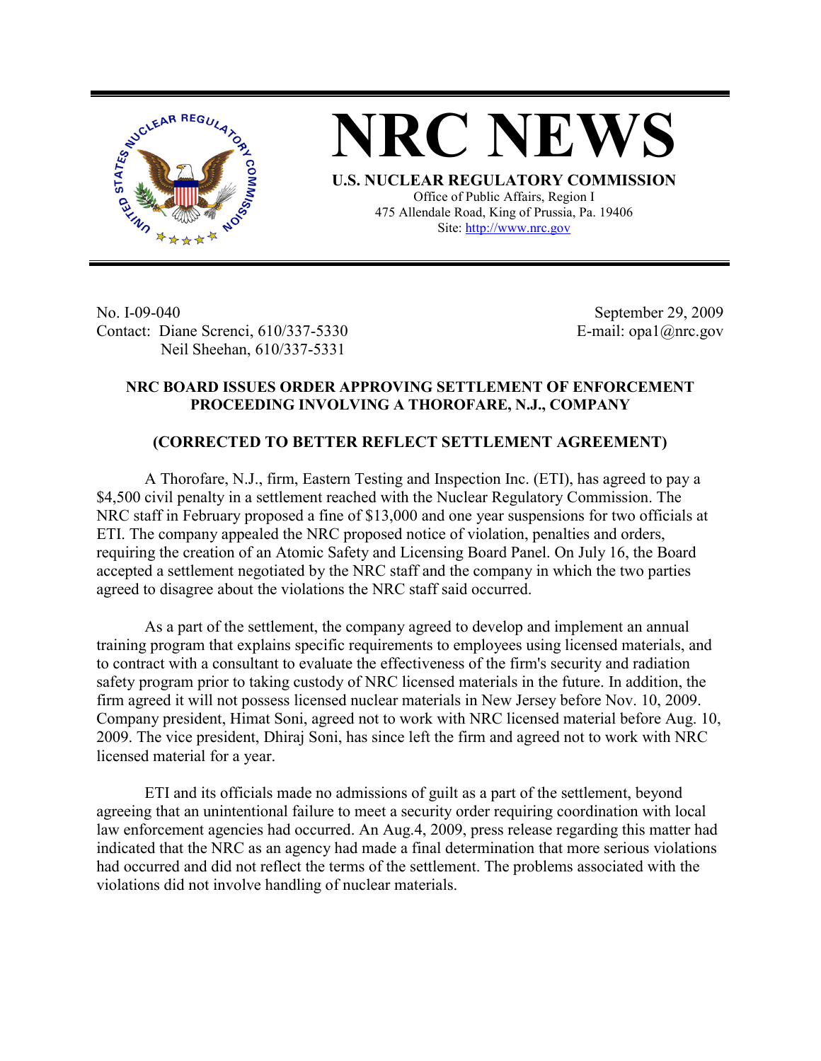# NRC NEWS

**U.S. NUCLEAR REGULATORY COMMISSION**

Office of Public Affairs, Region I
475 Allendale Road, King of Prussia, Pa. 19406
Site: http://www.nrc.gov

No. I-09-040
Contact: Diane Screnci, 610/337-5330
Neil Sheehan, 610/337-5331

September 29, 2009
E-mail: opa1@nrc.gov

**NRC BOARD ISSUES ORDER APPROVING SETTLEMENT OF ENFORCEMENT PROCEEDING INVOLVING A THOROFARE, N.J., COMPANY**

**(CORRECTED TO BETTER REFLECT SETTLEMENT AGREEMENT)**

A Thorofare, N.J., firm, Eastern Testing and Inspection Inc. (ETI), has agreed to pay a $4,500 civil penalty in a settlement reached with the Nuclear Regulatory Commission. The NRC staff in February proposed a fine of $13,000 and one year suspensions for two officials at ETI. The company appealed the NRC proposed notice of violation, penalties and orders, requiring the creation of an Atomic Safety and Licensing Board Panel. On July 16, the Board accepted a settlement negotiated by the NRC staff and the company in which the two parties agreed to disagree about the violations the NRC staff said occurred.

As a part of the settlement, the company agreed to develop and implement an annual training program that explains specific requirements to employees using licensed materials, and to contract with a consultant to evaluate the effectiveness of the firm's security and radiation safety program prior to taking custody of NRC licensed materials in the future. In addition, the firm agreed it will not possess licensed nuclear materials in New Jersey before Nov. 10, 2009. Company president, Himat Soni, agreed not to work with NRC licensed material before Aug. 10, 2009. The vice president, Dhiraj Soni, has since left the firm and agreed not to work with NRC licensed material for a year.

ETI and its officials made no admissions of guilt as a part of the settlement, beyond agreeing that an unintentional failure to meet a security order requiring coordination with local law enforcement agencies had occurred. An Aug.4, 2009, press release regarding this matter had indicated that the NRC as an agency had made a final determination that more serious violations had occurred and did not reflect the terms of the settlement. The problems associated with the violations did not involve handling of nuclear materials.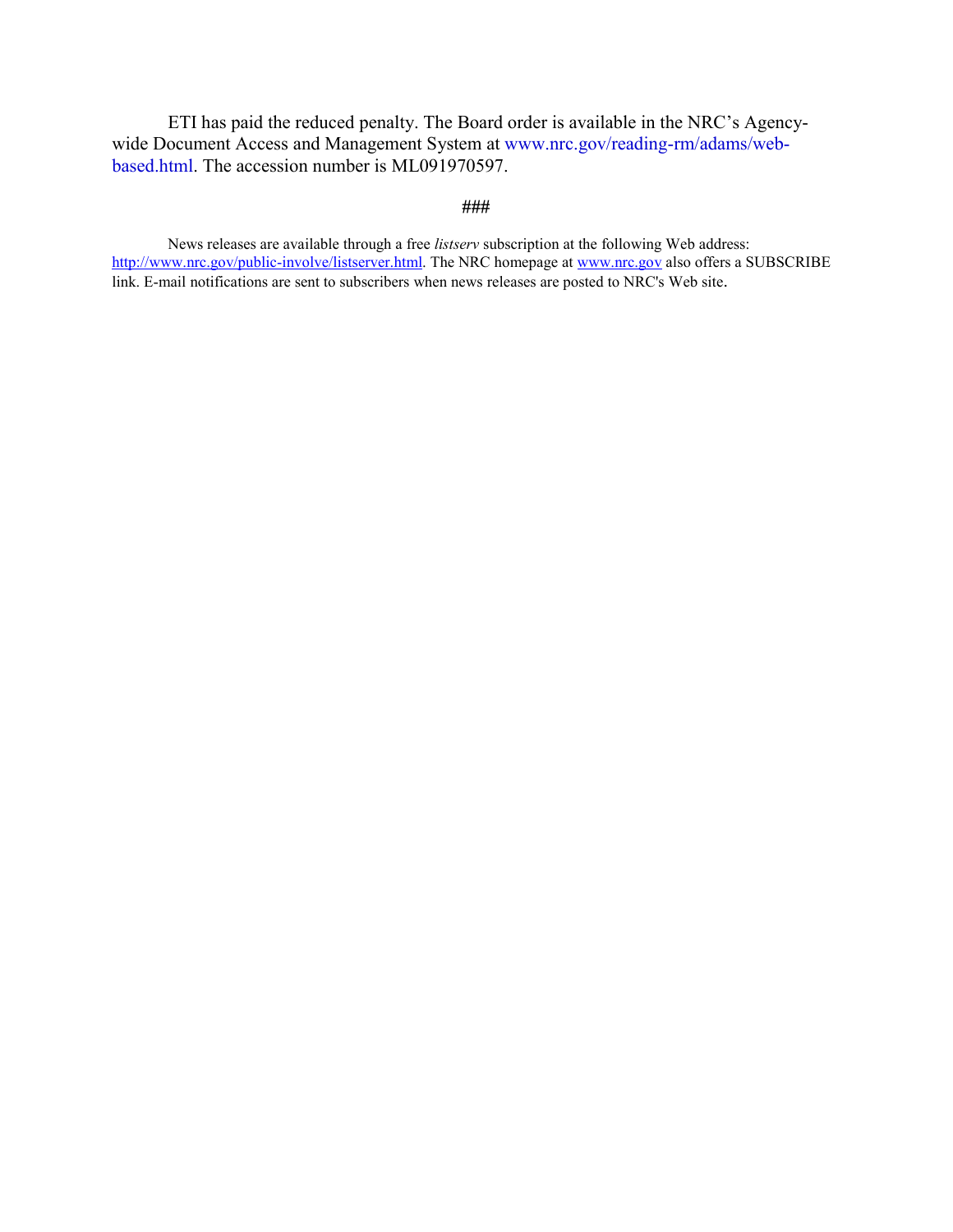ETI has paid the reduced penalty. The Board order is available in the NRC's Agency-wide Document Access and Management System at www.nrc.gov/reading-rm/adams/web-based.html. The accession number is ML091970597.

###

News releases are available through a free *listserv* subscription at the following Web address: http://www.nrc.gov/public-involve/listserver.html. The NRC homepage at www.nrc.gov also offers a SUBSCRIBE link. E-mail notifications are sent to subscribers when news releases are posted to NRC's Web site.